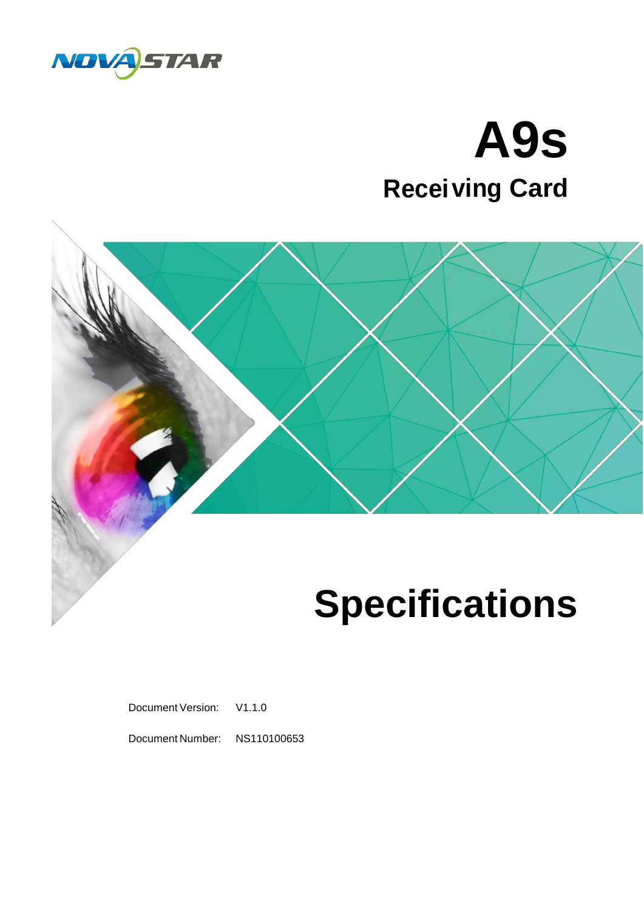# A9s

## Receiving Card

# Specifications

Document Version: V1.1.0

Document Number: NS110100653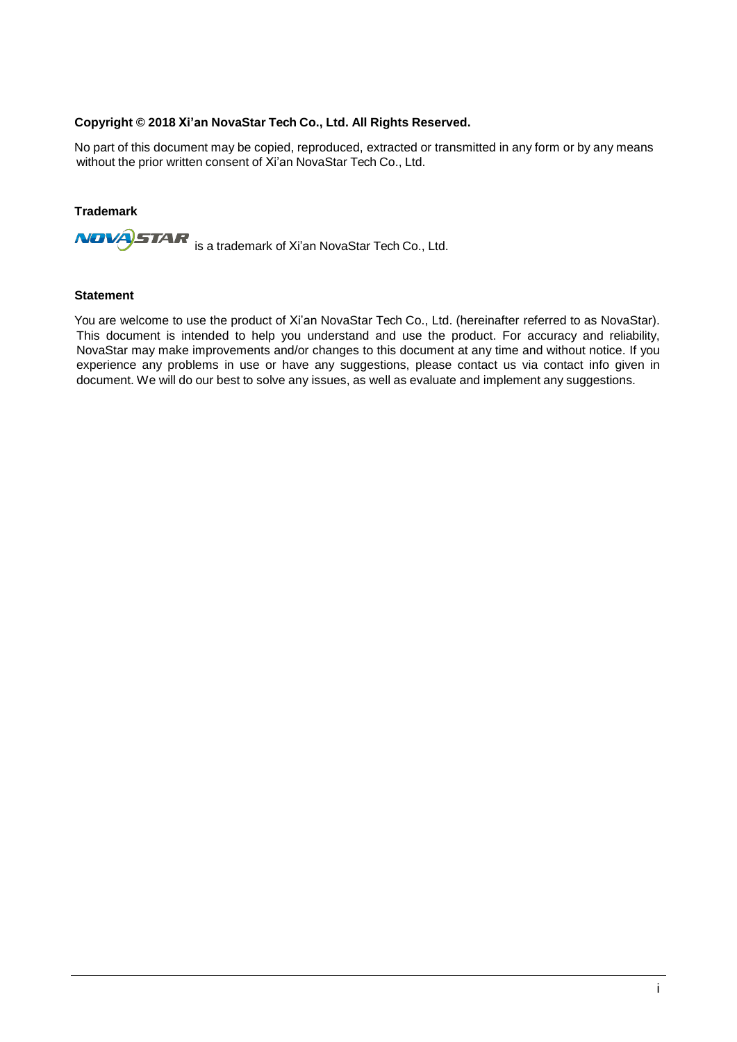**Copyright © 2018 Xi'an NovaStar Tech Co., Ltd. All Rights Reserved.**

No part of this document may be copied, reproduced, extracted or transmitted in any form or by any means without the prior written consent of Xi'an NovaStar Tech Co., Ltd.

**Trademark**

NOVASTAR is a trademark of Xi'an NovaStar Tech Co., Ltd.

**Statement**

You are welcome to use the product of Xi'an NovaStar Tech Co., Ltd. (hereinafter referred to as NovaStar). This document is intended to help you understand and use the product. For accuracy and reliability, NovaStar may make improvements and/or changes to this document at any time and without notice. If you experience any problems in use or have any suggestions, please contact us via contact info given in document. We will do our best to solve any issues, as well as evaluate and implement any suggestions.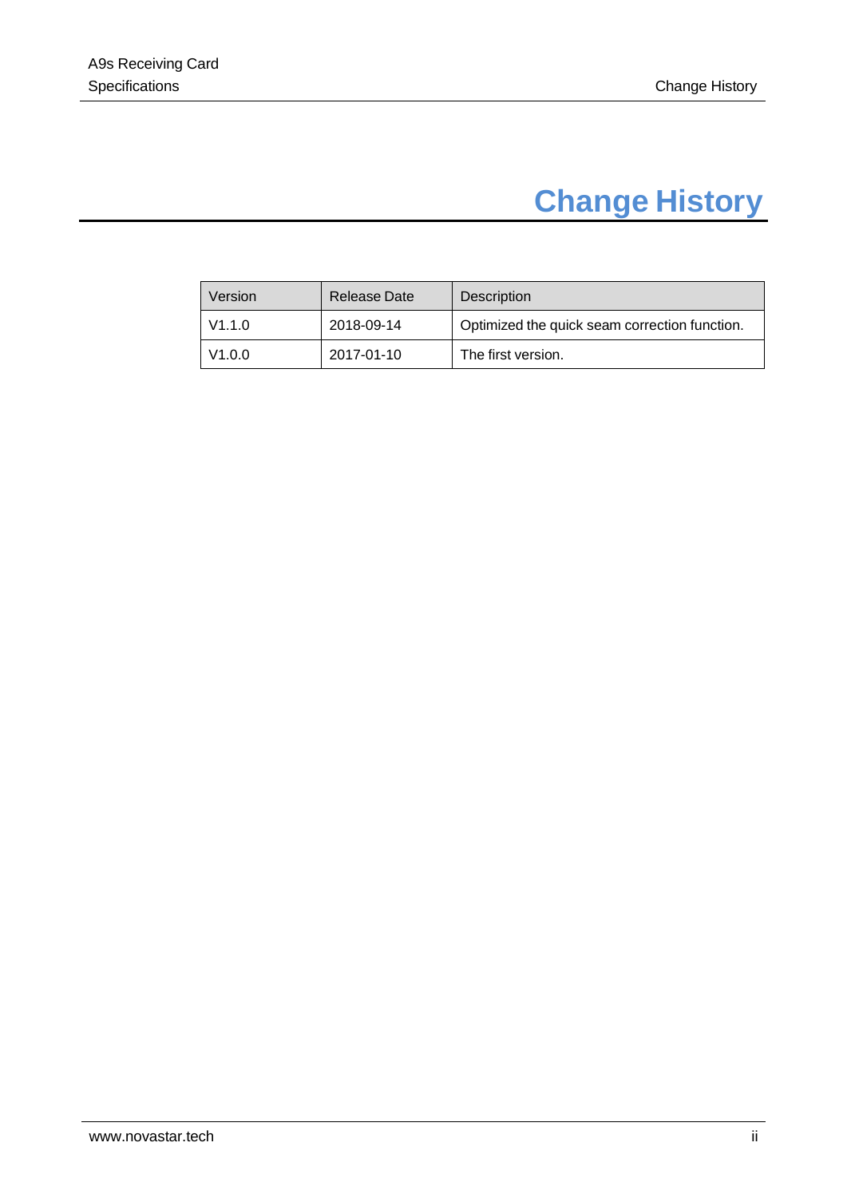# Change History

| Version | Release Date | Description |
|---|---|---|
| V1.1.0 | 2018-09-14 | Optimized the quick seam correction function. |
| V1.0.0 | 2017-01-10 | The first version. |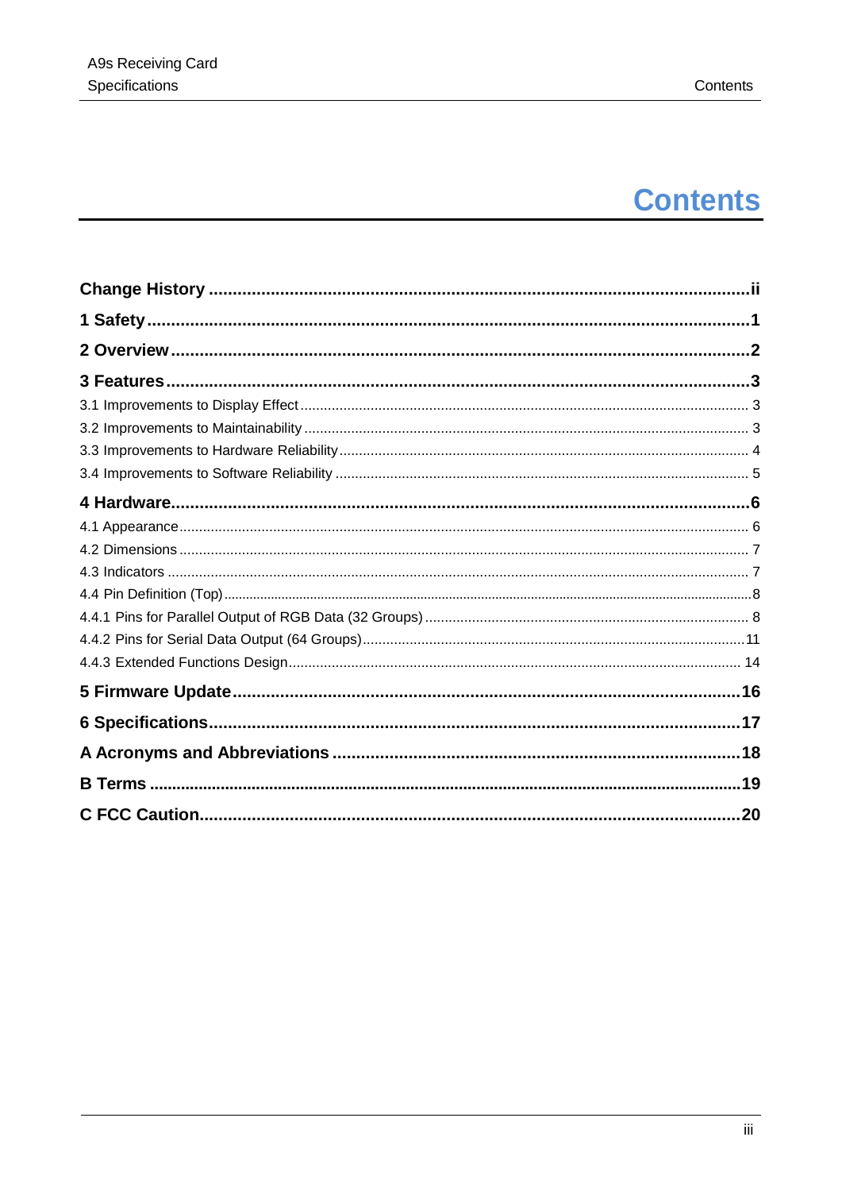# Contents

**Change History ................................................................................................ ii**

**1 Safety ............................................................................................................ 1**

**2 Overview ........................................................................................................ 2**

**3 Features ......................................................................................................... 3**

3.1 Improvements to Display Effect ........................................................................ 3

3.2 Improvements to Maintainability ........................................................................ 3

3.3 Improvements to Hardware Reliability ............................................................... 4

3.4 Improvements to Software Reliability ................................................................. 5

**4 Hardware ......................................................................................................... 6**

4.1 Appearance ...................................................................................................... 6

4.2 Dimensions ...................................................................................................... 7

4.3 Indicators ......................................................................................................... 7

4.4 Pin Definition (Top) ........................................................................................... 8

4.4.1 Pins for Parallel Output of RGB Data (32 Groups) ............................................. 8

4.4.2 Pins for Serial Data Output (64 Groups) ........................................................... 11

4.4.3 Extended Functions Design .............................................................................. 14

**5 Firmware Update ............................................................................................ 16**

**6 Specifications ................................................................................................. 17**

**A Acronyms and Abbreviations .......................................................................... 18**

**B Terms ............................................................................................................. 19**

**C FCC Caution ................................................................................................... 20**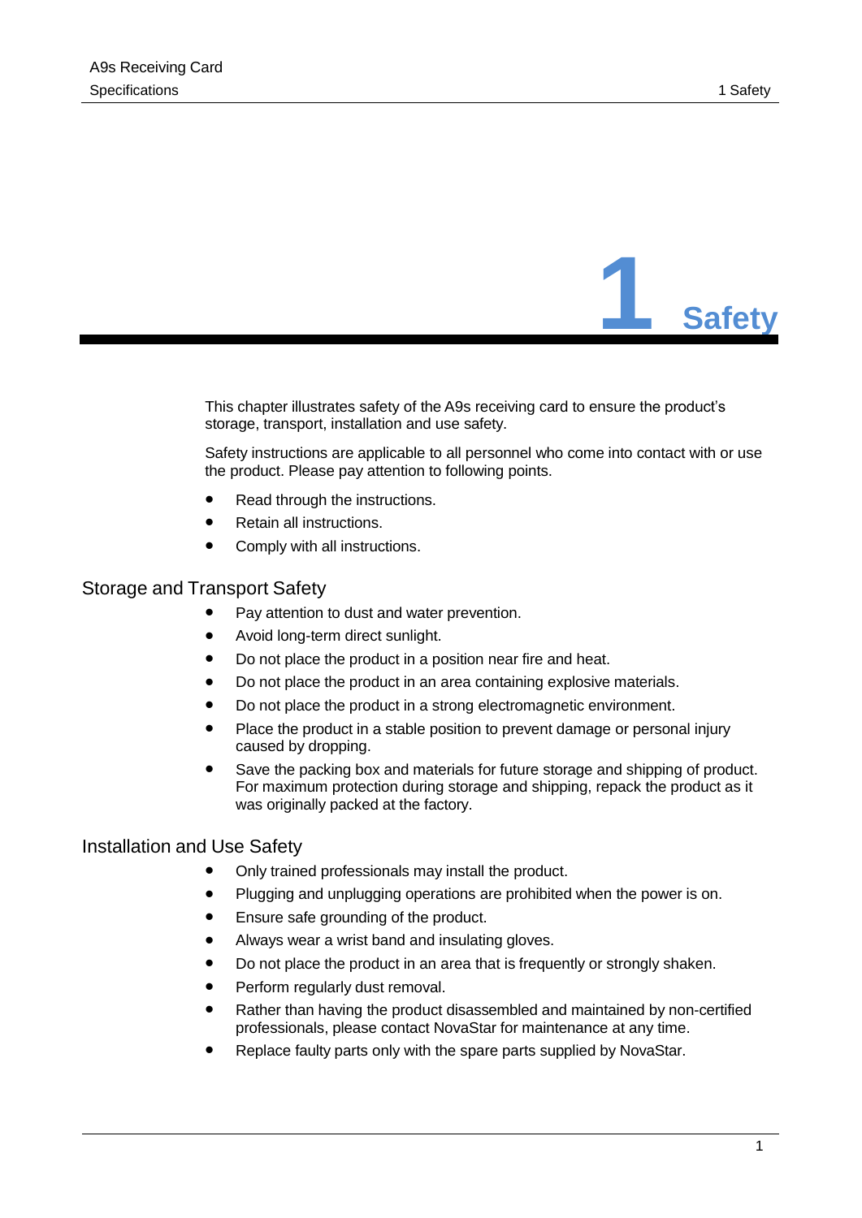# 1 Safety

This chapter illustrates safety of the A9s receiving card to ensure the product's storage, transport, installation and use safety.

Safety instructions are applicable to all personnel who come into contact with or use the product. Please pay attention to following points.

- Read through the instructions.
- Retain all instructions.
- Comply with all instructions.

## Storage and Transport Safety

- Pay attention to dust and water prevention.
- Avoid long-term direct sunlight.
- Do not place the product in a position near fire and heat.
- Do not place the product in an area containing explosive materials.
- Do not place the product in a strong electromagnetic environment.
- Place the product in a stable position to prevent damage or personal injury caused by dropping.
- Save the packing box and materials for future storage and shipping of product. For maximum protection during storage and shipping, repack the product as it was originally packed at the factory.

## Installation and Use Safety

- Only trained professionals may install the product.
- Plugging and unplugging operations are prohibited when the power is on.
- Ensure safe grounding of the product.
- Always wear a wrist band and insulating gloves.
- Do not place the product in an area that is frequently or strongly shaken.
- Perform regularly dust removal.
- Rather than having the product disassembled and maintained by non-certified professionals, please contact NovaStar for maintenance at any time.
- Replace faulty parts only with the spare parts supplied by NovaStar.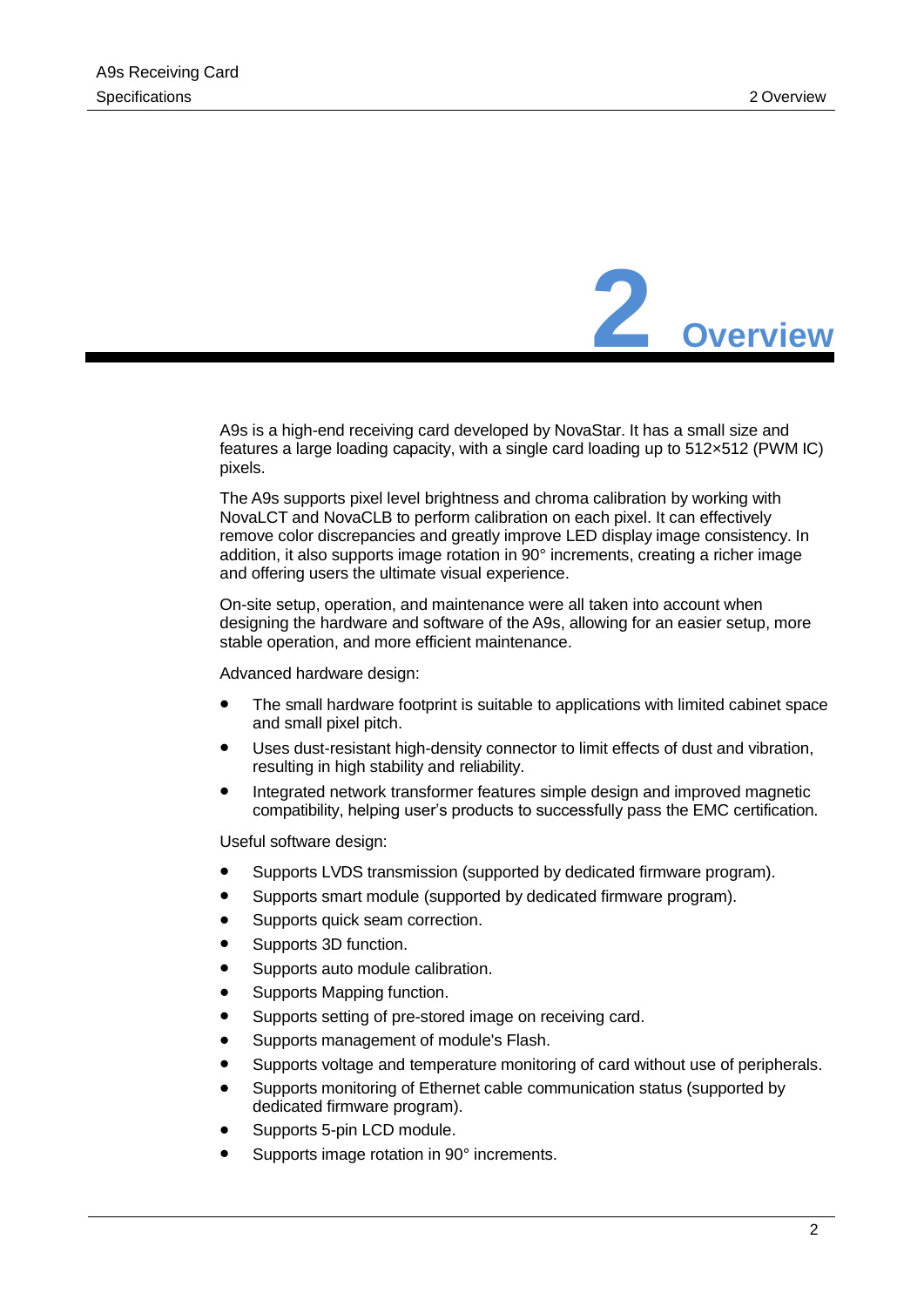# 2 Overview

A9s is a high-end receiving card developed by NovaStar. It has a small size and features a large loading capacity, with a single card loading up to 512×512 (PWM IC) pixels.

The A9s supports pixel level brightness and chroma calibration by working with NovaLCT and NovaCLB to perform calibration on each pixel. It can effectively remove color discrepancies and greatly improve LED display image consistency. In addition, it also supports image rotation in 90° increments, creating a richer image and offering users the ultimate visual experience.

On-site setup, operation, and maintenance were all taken into account when designing the hardware and software of the A9s, allowing for an easier setup, more stable operation, and more efficient maintenance.

Advanced hardware design:

- The small hardware footprint is suitable to applications with limited cabinet space and small pixel pitch.
- Uses dust-resistant high-density connector to limit effects of dust and vibration, resulting in high stability and reliability.
- Integrated network transformer features simple design and improved magnetic compatibility, helping user's products to successfully pass the EMC certification.

Useful software design:

- Supports LVDS transmission (supported by dedicated firmware program).
- Supports smart module (supported by dedicated firmware program).
- Supports quick seam correction.
- Supports 3D function.
- Supports auto module calibration.
- Supports Mapping function.
- Supports setting of pre-stored image on receiving card.
- Supports management of module's Flash.
- Supports voltage and temperature monitoring of card without use of peripherals.
- Supports monitoring of Ethernet cable communication status (supported by dedicated firmware program).
- Supports 5-pin LCD module.
- Supports image rotation in 90° increments.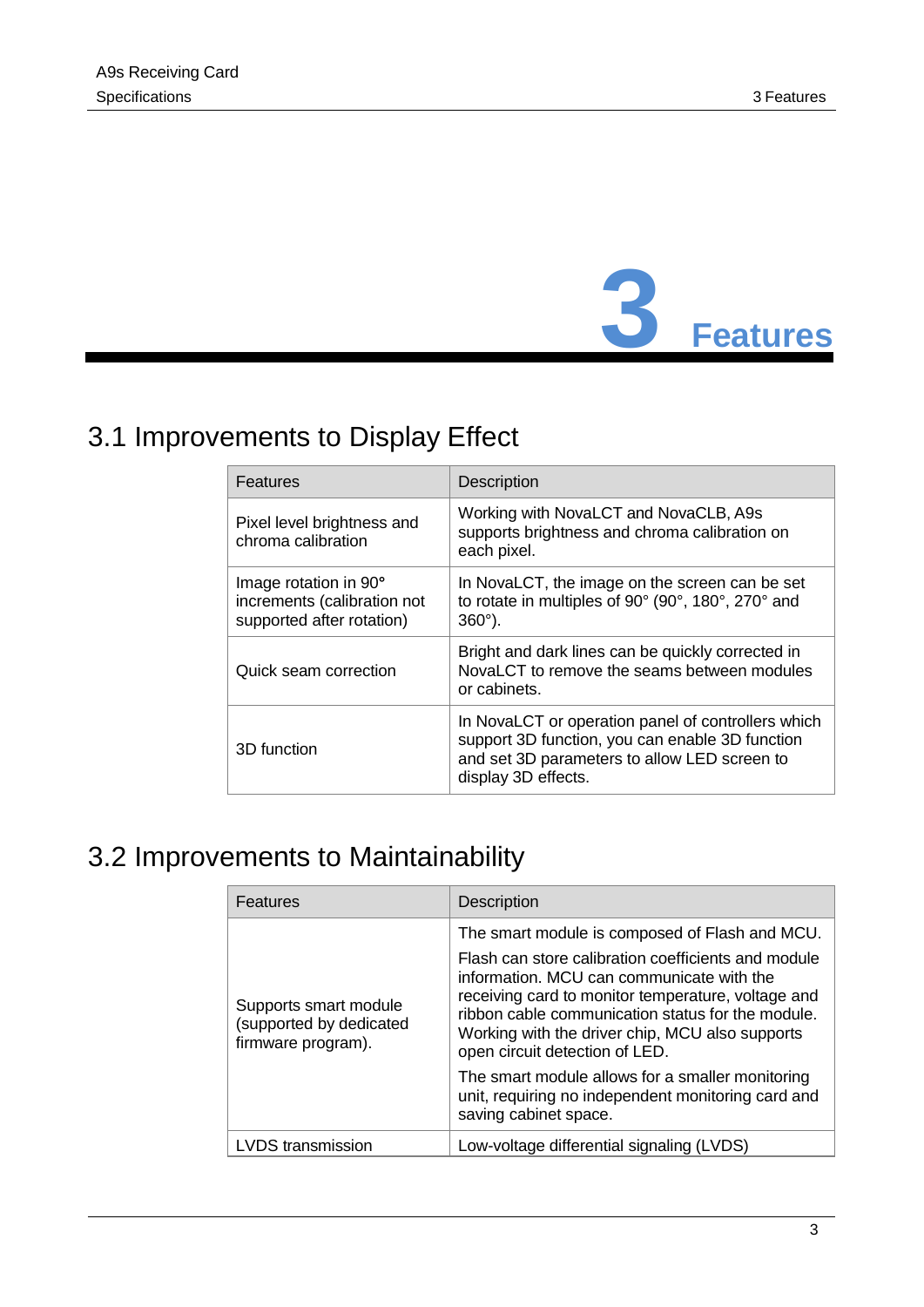# 3 Features

## 3.1 Improvements to Display Effect

| Features | Description |
|---|---|
| Pixel level brightness and chroma calibration | Working with NovaLCT and NovaCLB, A9s supports brightness and chroma calibration on each pixel. |
| Image rotation in 90° increments (calibration not supported after rotation) | In NovaLCT, the image on the screen can be set to rotate in multiples of 90° (90°, 180°, 270° and 360°). |
| Quick seam correction | Bright and dark lines can be quickly corrected in NovaLCT to remove the seams between modules or cabinets. |
| 3D function | In NovaLCT or operation panel of controllers which support 3D function, you can enable 3D function and set 3D parameters to allow LED screen to display 3D effects. |

## 3.2 Improvements to Maintainability

| Features | Description |
|---|---|
| Supports smart module (supported by dedicated firmware program). | The smart module is composed of Flash and MCU.<br>Flash can store calibration coefficients and module information. MCU can communicate with the receiving card to monitor temperature, voltage and ribbon cable communication status for the module. Working with the driver chip, MCU also supports open circuit detection of LED.<br>The smart module allows for a smaller monitoring unit, requiring no independent monitoring card and saving cabinet space. |
| LVDS transmission | Low-voltage differential signaling (LVDS) |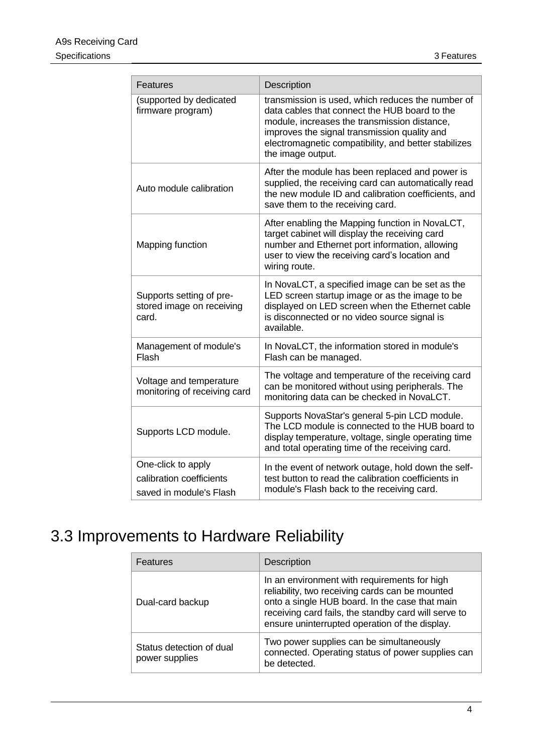| Features | Description |
| --- | --- |
| (supported by dedicated firmware program) | transmission is used, which reduces the number of data cables that connect the HUB board to the module, increases the transmission distance, improves the signal transmission quality and electromagnetic compatibility, and better stabilizes the image output. |
| Auto module calibration | After the module has been replaced and power is supplied, the receiving card can automatically read the new module ID and calibration coefficients, and save them to the receiving card. |
| Mapping function | After enabling the Mapping function in NovaLCT, target cabinet will display the receiving card number and Ethernet port information, allowing user to view the receiving card's location and wiring route. |
| Supports setting of pre-stored image on receiving card. | In NovaLCT, a specified image can be set as the LED screen startup image or as the image to be displayed on LED screen when the Ethernet cable is disconnected or no video source signal is available. |
| Management of module's Flash | In NovaLCT, the information stored in module's Flash can be managed. |
| Voltage and temperature monitoring of receiving card | The voltage and temperature of the receiving card can be monitored without using peripherals. The monitoring data can be checked in NovaLCT. |
| Supports LCD module. | Supports NovaStar's general 5-pin LCD module. The LCD module is connected to the HUB board to display temperature, voltage, single operating time and total operating time of the receiving card. |
| One-click to apply calibration coefficients saved in module's Flash | In the event of network outage, hold down the self-test button to read the calibration coefficients in module's Flash back to the receiving card. |

# 3.3 Improvements to Hardware Reliability

| Features | Description |
| --- | --- |
| Dual-card backup | In an environment with requirements for high reliability, two receiving cards can be mounted onto a single HUB board. In the case that main receiving card fails, the standby card will serve to ensure uninterrupted operation of the display. |
| Status detection of dual power supplies | Two power supplies can be simultaneously connected. Operating status of power supplies can be detected. |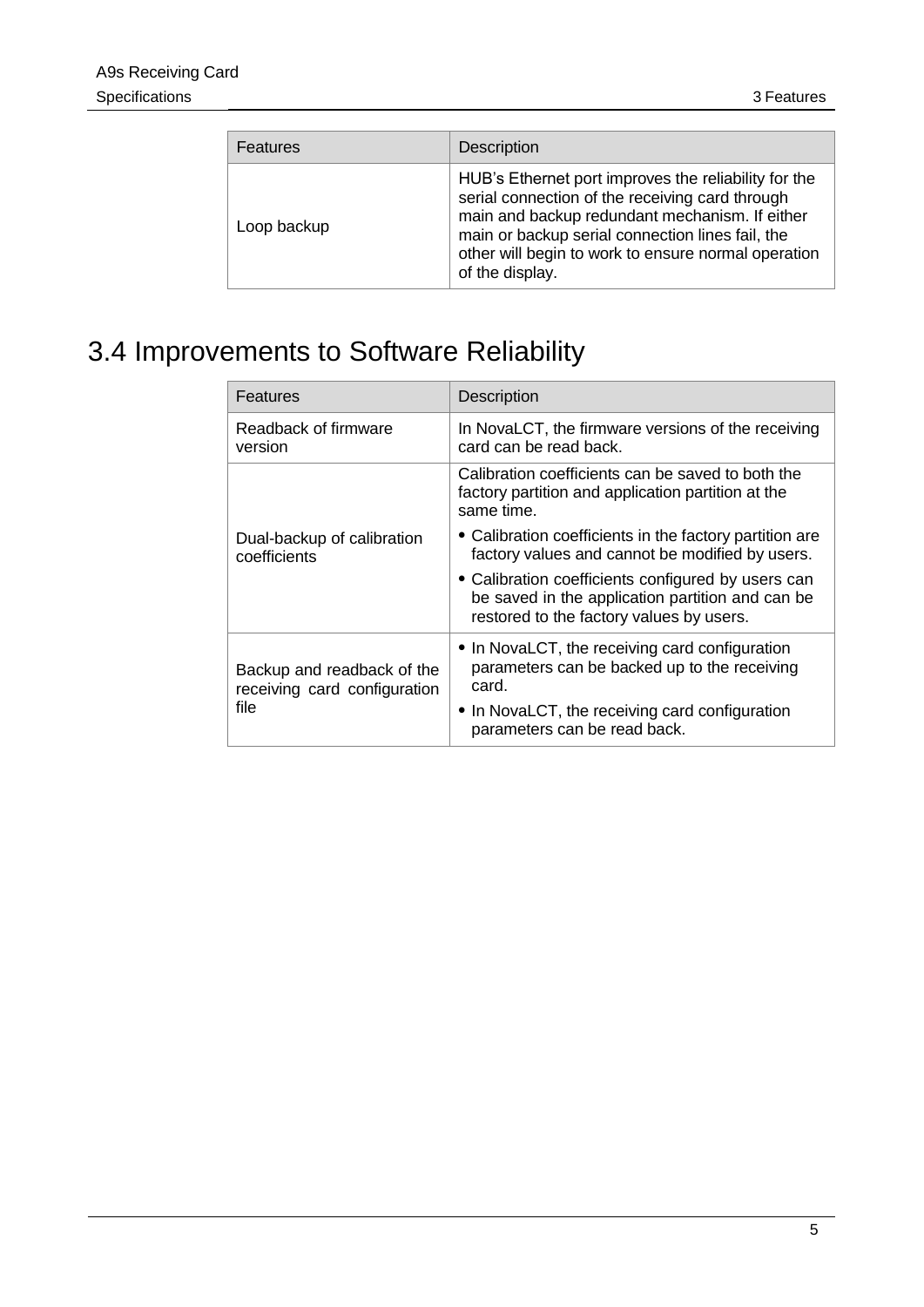| Features | Description |
| --- | --- |
| Loop backup | HUB's Ethernet port improves the reliability for the serial connection of the receiving card through main and backup redundant mechanism. If either main or backup serial connection lines fail, the other will begin to work to ensure normal operation of the display. |

## 3.4 Improvements to Software Reliability

| Features | Description |
| --- | --- |
| Readback of firmware version | In NovaLCT, the firmware versions of the receiving card can be read back. |
| Dual-backup of calibration coefficients | Calibration coefficients can be saved to both the factory partition and application partition at the same time.<br>• Calibration coefficients in the factory partition are factory values and cannot be modified by users.<br>• Calibration coefficients configured by users can be saved in the application partition and can be restored to the factory values by users. |
| Backup and readback of the receiving card configuration file | • In NovaLCT, the receiving card configuration parameters can be backed up to the receiving card.<br>• In NovaLCT, the receiving card configuration parameters can be read back. |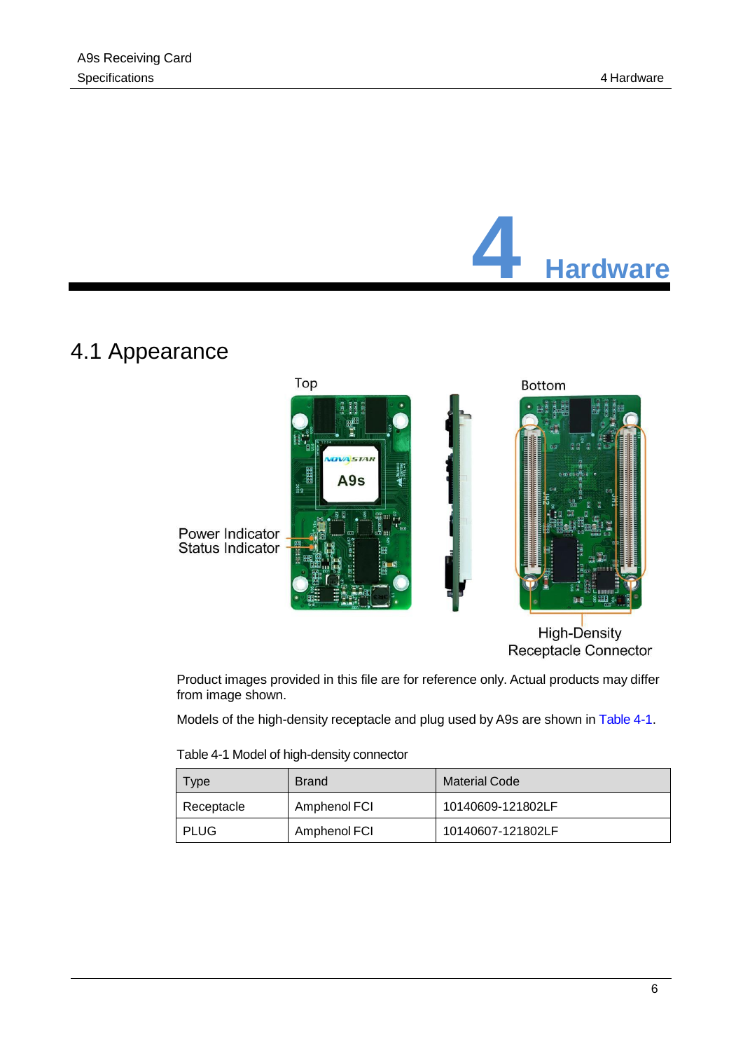# 4 Hardware

## 4.1 Appearance

Product images provided in this file are for reference only. Actual products may differ from image shown.

Models of the high-density receptacle and plug used by A9s are shown in Table 4-1.

Table 4-1 Model of high-density connector

| Type | Brand | Material Code |
|---|---|---|
| Receptacle | Amphenol FCI | 10140609-121802LF |
| PLUG | Amphenol FCI | 10140607-121802LF |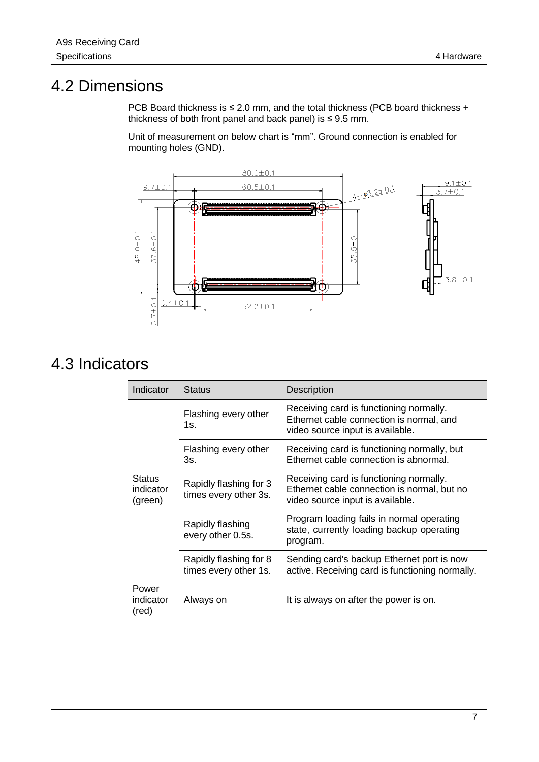## 4.2 Dimensions

PCB Board thickness is ≤ 2.0 mm, and the total thickness (PCB board thickness + thickness of both front panel and back panel) is ≤ 9.5 mm.

Unit of measurement on below chart is "mm". Ground connection is enabled for mounting holes (GND).

## 4.3 Indicators

| Indicator | Status | Description |
|---|---|---|
| Status indicator (green) | Flashing every other 1s. | Receiving card is functioning normally. Ethernet cable connection is normal, and video source input is available. |
| | Flashing every other 3s. | Receiving card is functioning normally, but Ethernet cable connection is abnormal. |
| | Rapidly flashing for 3 times every other 3s. | Receiving card is functioning normally. Ethernet cable connection is normal, but no video source input is available. |
| | Rapidly flashing every other 0.5s. | Program loading fails in normal operating state, currently loading backup operating program. |
| | Rapidly flashing for 8 times every other 1s. | Sending card's backup Ethernet port is now active. Receiving card is functioning normally. |
| Power indicator (red) | Always on | It is always on after the power is on. |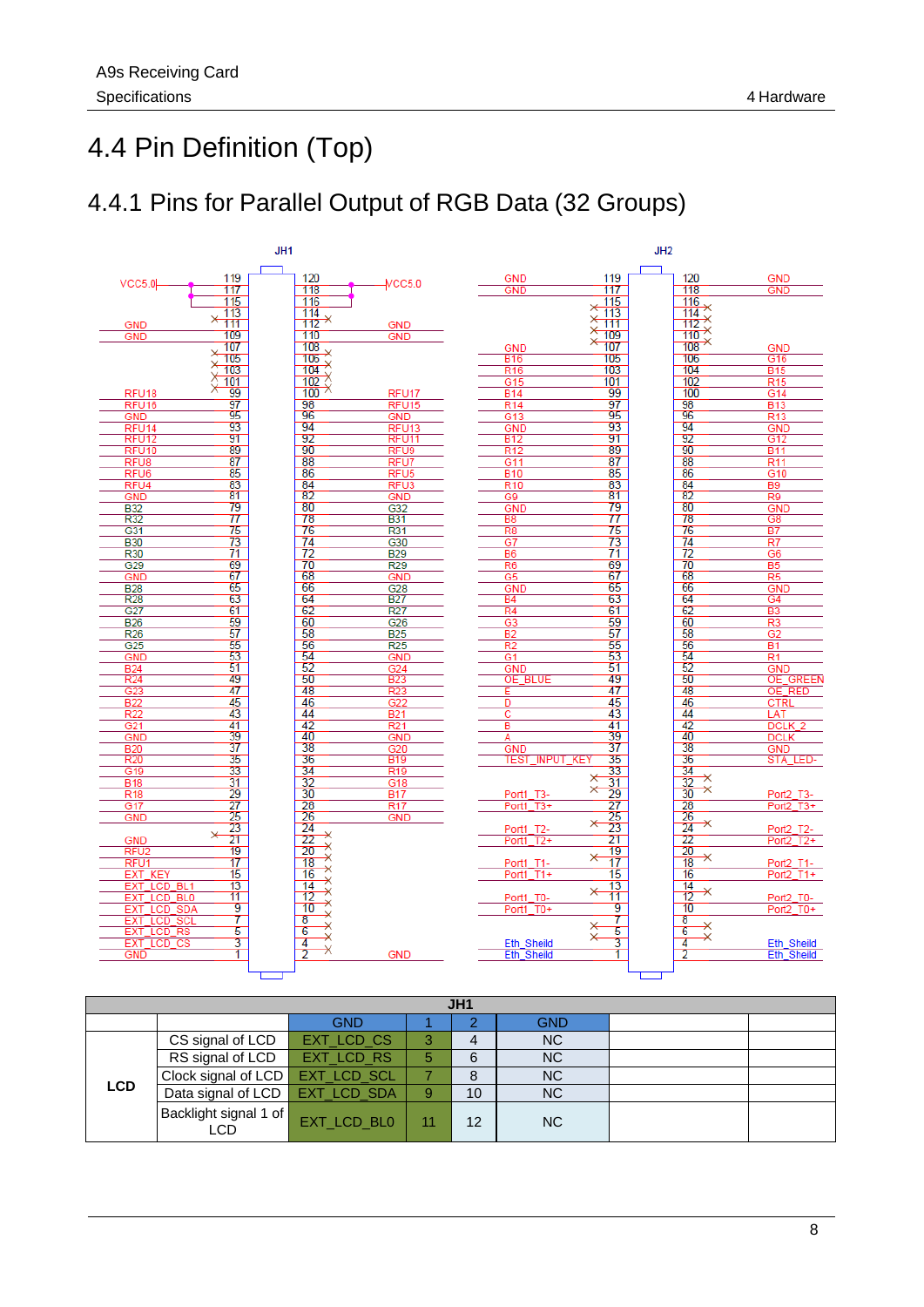# 4.4 Pin Definition (Top)

## 4.4.1 Pins for Parallel Output of RGB Data (32 Groups)

**JH1**

| Signal | Pin | Pin | Signal |
|---|---|---|---|
| VCC5.0 | 119 | 120 | VCC5.0 |
| VCC5.0 | 117 | 118 | VCC5.0 |
| VCC5.0 | 115 | 116 | VCC5.0 |
| × | 113 | 114 | × |
| GND | 111 | 112 | GND |
| GND | 109 | 110 | GND |
| × | 107 | 108 | × |
| × | 105 | 106 | × |
| × | 103 | 104 | × |
| × | 101 | 102 | × |
| RFU18 | 99 | 100 | RFU17 |
| RFU16 | 97 | 98 | RFU15 |
| GND | 95 | 96 | GND |
| RFU14 | 93 | 94 | RFU13 |
| RFU12 | 91 | 92 | RFU11 |
| RFU10 | 89 | 90 | RFU9 |
| RFU8 | 87 | 88 | RFU7 |
| RFU6 | 85 | 86 | RFU5 |
| RFU4 | 83 | 84 | RFU3 |
| GND | 81 | 82 | GND |
| B32 | 79 | 80 | G32 |
| R32 | 77 | 78 | B31 |
| G31 | 75 | 76 | R31 |
| B30 | 73 | 74 | G30 |
| R30 | 71 | 72 | B29 |
| G29 | 69 | 70 | R29 |
| GND | 67 | 68 | GND |
| B28 | 65 | 66 | G28 |
| R28 | 63 | 64 | B27 |
| G27 | 61 | 62 | R27 |
| B26 | 59 | 60 | G26 |
| R26 | 57 | 58 | B25 |
| G25 | 55 | 56 | R25 |
| GND | 53 | 54 | GND |
| B24 | 51 | 52 | G24 |
| R24 | 49 | 50 | B23 |
| G23 | 47 | 48 | R23 |
| B22 | 45 | 46 | G22 |
| R22 | 43 | 44 | B21 |
| G21 | 41 | 42 | R21 |
| GND | 39 | 40 | GND |
| B20 | 37 | 38 | G20 |
| R20 | 35 | 36 | B19 |
| G19 | 33 | 34 | R19 |
| B18 | 31 | 32 | G18 |
| R18 | 29 | 30 | B17 |
| G17 | 27 | 28 | R17 |
| GND | 25 | 26 | GND |
| × | 23 | 24 | × |
| GND | 21 | 22 | × |
| RFU2 | 19 | 20 | × |
| RFU1 | 17 | 18 | × |
| EXT_KEY | 15 | 16 | × |
| EXT_LCD_BL1 | 13 | 14 | × |
| EXT_LCD_BL0 | 11 | 12 | × |
| EXT_LCD_SDA | 9 | 10 | × |
| EXT_LCD_SCL | 7 | 8 | × |
| EXT_LCD_RS | 5 | 6 | × |
| EXT_LCD_CS | 3 | 4 | × |
| GND | 1 | 2 | GND |

**JH2**

| Signal | Pin | Pin | Signal |
|---|---|---|---|
| GND | 119 | 120 | GND |
| GND | 117 | 118 | GND |
| × | 115 | 116 | × |
| × | 113 | 114 | × |
| × | 111 | 112 | × |
| × | 109 | 110 | × |
| GND | 107 | 108 | GND |
| B16 | 105 | 106 | G16 |
| R16 | 103 | 104 | B15 |
| G15 | 101 | 102 | R15 |
| B14 | 99 | 100 | G14 |
| R14 | 97 | 98 | B13 |
| G13 | 95 | 96 | R13 |
| GND | 93 | 94 | GND |
| B12 | 91 | 92 | G12 |
| R12 | 89 | 90 | B11 |
| G11 | 87 | 88 | R11 |
| B10 | 85 | 86 | G10 |
| R10 | 83 | 84 | B9 |
| G9 | 81 | 82 | R9 |
| GND | 79 | 80 | GND |
| B8 | 77 | 78 | G8 |
| R8 | 75 | 76 | B7 |
| G7 | 73 | 74 | R7 |
| B6 | 71 | 72 | G6 |
| R6 | 69 | 70 | B5 |
| G5 | 67 | 68 | R5 |
| GND | 65 | 66 | GND |
| B4 | 63 | 64 | G4 |
| R4 | 61 | 62 | B3 |
| G3 | 59 | 60 | R3 |
| B2 | 57 | 58 | G2 |
| R2 | 55 | 56 | B1 |
| G1 | 53 | 54 | R1 |
| GND | 51 | 52 | GND |
| OE_BLUE | 49 | 50 | OE_GREEN |
| E | 47 | 48 | OE_RED |
| D | 45 | 46 | CTRL |
| C | 43 | 44 | LAT |
| B | 41 | 42 | DCLK_2 |
| A | 39 | 40 | DCLK |
| GND | 37 | 38 | GND |
| TEST_INPUT_KEY | 35 | 36 | STA_LED- |
| × | 33 | 34 | × |
| × | 31 | 32 | × |
| Port1_T3- | 29 | 30 | Port2_T3- |
| Port1_T3+ | 27 | 28 | Port2_T3+ |
| × | 25 | 26 | × |
| Port1_T2- | 23 | 24 | Port2_T2- |
| Port1_T2+ | 21 | 22 | Port2_T2+ |
| × | 19 | 20 | × |
| Port1_T1- | 17 | 18 | Port2_T1- |
| Port1_T1+ | 15 | 16 | Port2_T1+ |
| × | 13 | 14 | × |
| Port1_T0- | 11 | 12 | Port2_T0- |
| Port1_T0+ | 9 | 10 | Port2_T0+ |
| × | 7 | 8 | × |
| × | 5 | 6 | × |
| Eth_Sheild | 3 | 4 | Eth_Sheild |
| Eth_Sheild | 1 | 2 | Eth_Sheild |

| JH1 | | | | | | | |
|---|---|---|---|---|---|---|---|
| | | GND | 1 | 2 | GND | | |
| **LCD** | CS signal of LCD | EXT_LCD_CS | 3 | 4 | NC | | |
| | RS signal of LCD | EXT_LCD_RS | 5 | 6 | NC | | |
| | Clock signal of LCD | EXT_LCD_SCL | 7 | 8 | NC | | |
| | Data signal of LCD | EXT_LCD_SDA | 9 | 10 | NC | | |
| | Backlight signal 1 of LCD | EXT_LCD_BL0 | 11 | 12 | NC | | |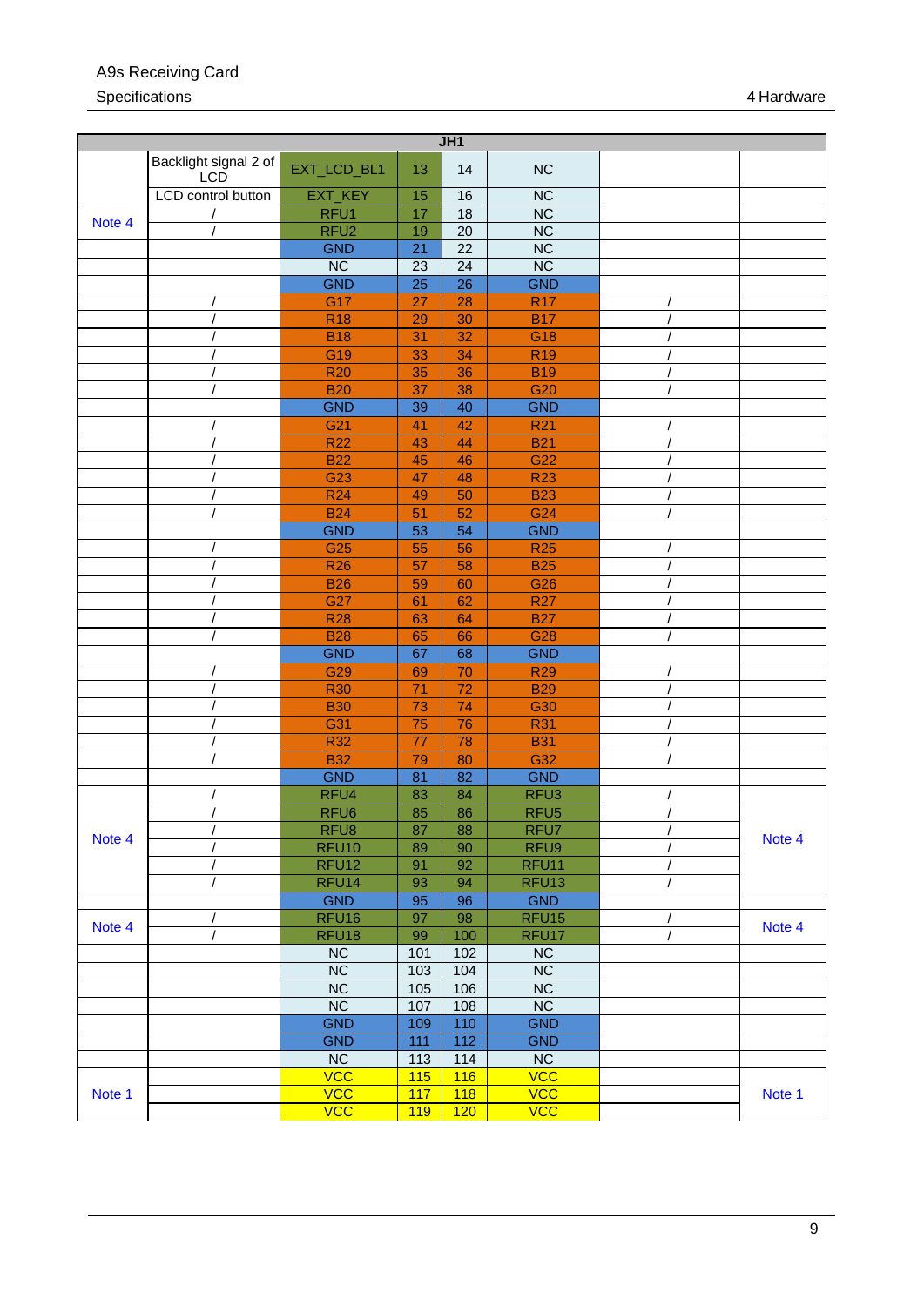| JH1 | | | | | | | |
|---|---|---|---|---|---|---|---|
| | Backlight signal 2 of LCD | EXT_LCD_BL1 | 13 | 14 | NC | | |
| | LCD control button | EXT_KEY | 15 | 16 | NC | | |
| Note 4 | / | RFU1 | 17 | 18 | NC | | |
| | / | RFU2 | 19 | 20 | NC | | |
| | | GND | 21 | 22 | NC | | |
| | | NC | 23 | 24 | NC | | |
| | | GND | 25 | 26 | GND | | |
| | / | G17 | 27 | 28 | R17 | / | |
| | / | R18 | 29 | 30 | B17 | / | |
| | / | B18 | 31 | 32 | G18 | / | |
| | / | G19 | 33 | 34 | R19 | / | |
| | / | R20 | 35 | 36 | B19 | / | |
| | / | B20 | 37 | 38 | G20 | / | |
| | | GND | 39 | 40 | GND | | |
| | / | G21 | 41 | 42 | R21 | / | |
| | / | R22 | 43 | 44 | B21 | / | |
| | / | B22 | 45 | 46 | G22 | / | |
| | / | G23 | 47 | 48 | R23 | / | |
| | / | R24 | 49 | 50 | B23 | / | |
| | / | B24 | 51 | 52 | G24 | / | |
| | | GND | 53 | 54 | GND | | |
| | / | G25 | 55 | 56 | R25 | / | |
| | / | R26 | 57 | 58 | B25 | / | |
| | / | B26 | 59 | 60 | G26 | / | |
| | / | G27 | 61 | 62 | R27 | / | |
| | / | R28 | 63 | 64 | B27 | / | |
| | / | B28 | 65 | 66 | G28 | / | |
| | | GND | 67 | 68 | GND | | |
| | / | G29 | 69 | 70 | R29 | / | |
| | / | R30 | 71 | 72 | B29 | / | |
| | / | B30 | 73 | 74 | G30 | / | |
| | / | G31 | 75 | 76 | R31 | / | |
| | / | R32 | 77 | 78 | B31 | / | |
| | / | B32 | 79 | 80 | G32 | / | |
| | | GND | 81 | 82 | GND | | |
| Note 4 | / | RFU4 | 83 | 84 | RFU3 | / | Note 4 |
| | / | RFU6 | 85 | 86 | RFU5 | / | |
| | / | RFU8 | 87 | 88 | RFU7 | / | |
| | / | RFU10 | 89 | 90 | RFU9 | / | |
| | / | RFU12 | 91 | 92 | RFU11 | / | |
| | / | RFU14 | 93 | 94 | RFU13 | / | |
| | | GND | 95 | 96 | GND | | |
| Note 4 | / | RFU16 | 97 | 98 | RFU15 | / | Note 4 |
| | / | RFU18 | 99 | 100 | RFU17 | / | |
| | | NC | 101 | 102 | NC | | |
| | | NC | 103 | 104 | NC | | |
| | | NC | 105 | 106 | NC | | |
| | | NC | 107 | 108 | NC | | |
| | | GND | 109 | 110 | GND | | |
| | | GND | 111 | 112 | GND | | |
| | | NC | 113 | 114 | NC | | |
| Note 1 | | VCC | 115 | 116 | VCC | | Note 1 |
| | | VCC | 117 | 118 | VCC | | |
| | | VCC | 119 | 120 | VCC | | |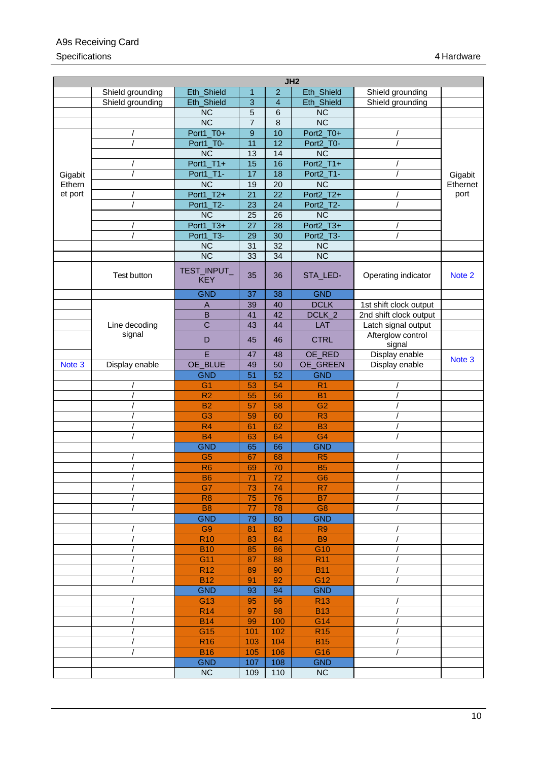| JH2 | | | | | | | |
|---|---|---|---|---|---|---|---|
| | Shield grounding | Eth_Shield | 1 | 2 | Eth_Shield | Shield grounding | |
| | Shield grounding | Eth_Shield | 3 | 4 | Eth_Shield | Shield grounding | |
| | | NC | 5 | 6 | NC | | |
| | | NC | 7 | 8 | NC | | |
| Gigabit Ethernet port | / | Port1_T0+ | 9 | 10 | Port2_T0+ | / | Gigabit Ethernet port |
| | / | Port1_T0- | 11 | 12 | Port2_T0- | / | |
| | | NC | 13 | 14 | NC | | |
| | / | Port1_T1+ | 15 | 16 | Port2_T1+ | / | |
| | / | Port1_T1- | 17 | 18 | Port2_T1- | / | |
| | | NC | 19 | 20 | NC | | |
| | / | Port1_T2+ | 21 | 22 | Port2_T2+ | / | |
| | / | Port1_T2- | 23 | 24 | Port2_T2- | / | |
| | | NC | 25 | 26 | NC | | |
| | / | Port1_T3+ | 27 | 28 | Port2_T3+ | / | |
| | / | Port1_T3- | 29 | 30 | Port2_T3- | / | |
| | | NC | 31 | 32 | NC | | |
| | | NC | 33 | 34 | NC | | |
| | Test button | TEST_INPUT_KEY | 35 | 36 | STA_LED- | Operating indicator | Note 2 |
| | | GND | 37 | 38 | GND | | |
| | Line decoding signal | A | 39 | 40 | DCLK | 1st shift clock output | |
| | | B | 41 | 42 | DCLK_2 | 2nd shift clock output | |
| | | C | 43 | 44 | LAT | Latch signal output | |
| | | D | 45 | 46 | CTRL | Afterglow control signal | |
| | | E | 47 | 48 | OE_RED | Display enable | Note 3 |
| Note 3 | Display enable | OE_BLUE | 49 | 50 | OE_GREEN | Display enable | |
| | | GND | 51 | 52 | GND | | |
| | / | G1 | 53 | 54 | R1 | / | |
| | / | R2 | 55 | 56 | B1 | / | |
| | / | B2 | 57 | 58 | G2 | / | |
| | / | G3 | 59 | 60 | R3 | / | |
| | / | R4 | 61 | 62 | B3 | / | |
| | / | B4 | 63 | 64 | G4 | / | |
| | | GND | 65 | 66 | GND | | |
| | / | G5 | 67 | 68 | R5 | / | |
| | / | R6 | 69 | 70 | B5 | / | |
| | / | B6 | 71 | 72 | G6 | / | |
| | / | G7 | 73 | 74 | R7 | / | |
| | / | R8 | 75 | 76 | B7 | / | |
| | / | B8 | 77 | 78 | G8 | / | |
| | | GND | 79 | 80 | GND | | |
| | / | G9 | 81 | 82 | R9 | / | |
| | / | R10 | 83 | 84 | B9 | / | |
| | / | B10 | 85 | 86 | G10 | / | |
| | / | G11 | 87 | 88 | R11 | / | |
| | / | R12 | 89 | 90 | B11 | / | |
| | / | B12 | 91 | 92 | G12 | / | |
| | | GND | 93 | 94 | GND | | |
| | / | G13 | 95 | 96 | R13 | / | |
| | / | R14 | 97 | 98 | B13 | / | |
| | / | B14 | 99 | 100 | G14 | / | |
| | / | G15 | 101 | 102 | R15 | / | |
| | / | R16 | 103 | 104 | B15 | / | |
| | / | B16 | 105 | 106 | G16 | / | |
| | | GND | 107 | 108 | GND | | |
| | | NC | 109 | 110 | NC | | |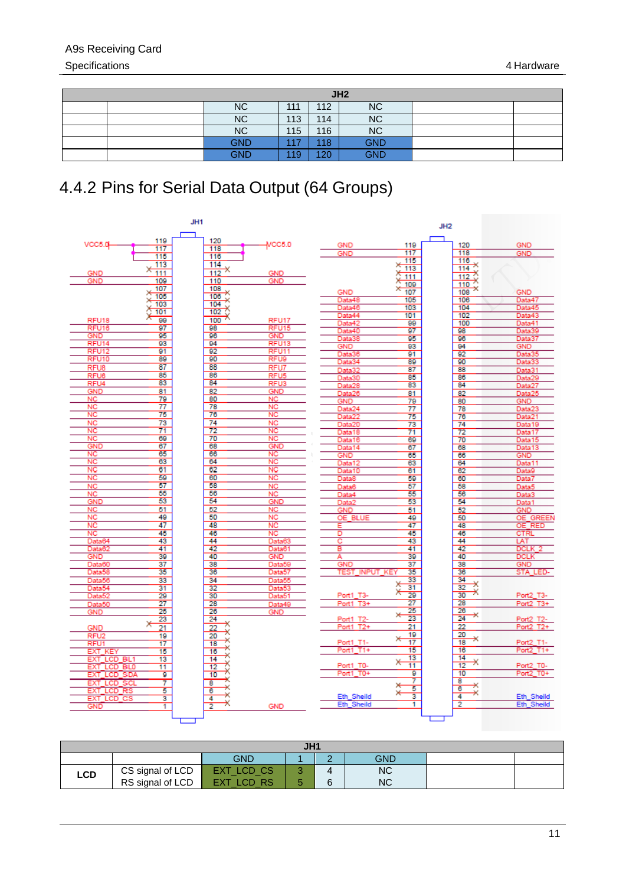| JH2 | | | | | | | |
|---|---|---|---|---|---|---|---|
| | | NC | 111 | 112 | NC | | |
| | | NC | 113 | 114 | NC | | |
| | | NC | 115 | 116 | NC | | |
| | | GND | 117 | 118 | GND | | |
| | | GND | 119 | 120 | GND | | |

## 4.4.2 Pins for Serial Data Output (64 Groups)

| JH1 | | | | | | | |
|---|---|---|---|---|---|---|---|
| | | GND | 1 | 2 | GND | | |
| **LCD** | CS signal of LCD | EXT_LCD_CS | 3 | 4 | NC | | |
| | RS signal of LCD | EXT_LCD_RS | 5 | 6 | NC | | |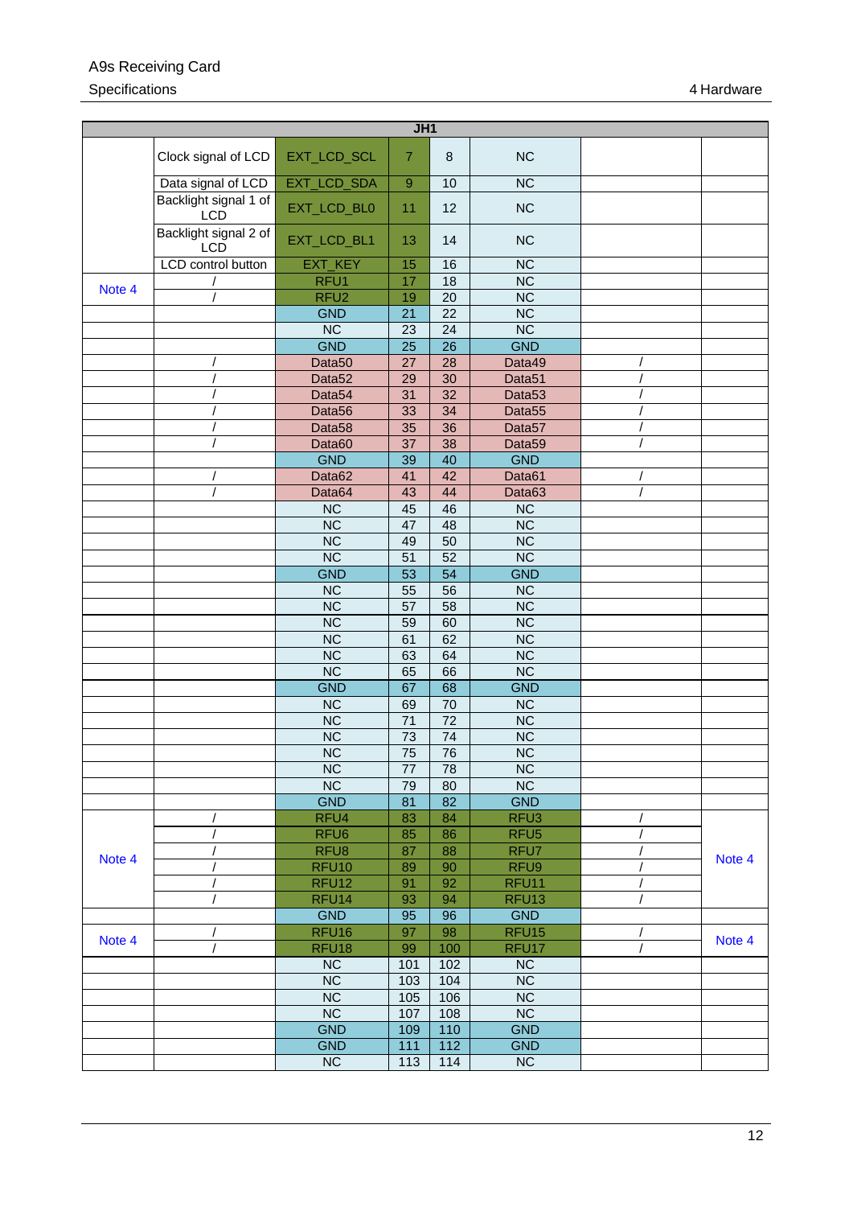| JH1 | | | | | | | |
|---|---|---|---|---|---|---|---|
| | Clock signal of LCD | EXT_LCD_SCL | 7 | 8 | NC | | |
| | Data signal of LCD | EXT_LCD_SDA | 9 | 10 | NC | | |
| | Backlight signal 1 of LCD | EXT_LCD_BL0 | 11 | 12 | NC | | |
| | Backlight signal 2 of LCD | EXT_LCD_BL1 | 13 | 14 | NC | | |
| | LCD control button | EXT_KEY | 15 | 16 | NC | | |
| Note 4 | / | RFU1 | 17 | 18 | NC | | |
| | / | RFU2 | 19 | 20 | NC | | |
| | | GND | 21 | 22 | NC | | |
| | | NC | 23 | 24 | NC | | |
| | | GND | 25 | 26 | GND | | |
| | / | Data50 | 27 | 28 | Data49 | / | |
| | / | Data52 | 29 | 30 | Data51 | / | |
| | / | Data54 | 31 | 32 | Data53 | / | |
| | / | Data56 | 33 | 34 | Data55 | / | |
| | / | Data58 | 35 | 36 | Data57 | / | |
| | / | Data60 | 37 | 38 | Data59 | / | |
| | | GND | 39 | 40 | GND | | |
| | / | Data62 | 41 | 42 | Data61 | / | |
| | / | Data64 | 43 | 44 | Data63 | / | |
| | | NC | 45 | 46 | NC | | |
| | | NC | 47 | 48 | NC | | |
| | | NC | 49 | 50 | NC | | |
| | | NC | 51 | 52 | NC | | |
| | | GND | 53 | 54 | GND | | |
| | | NC | 55 | 56 | NC | | |
| | | NC | 57 | 58 | NC | | |
| | | NC | 59 | 60 | NC | | |
| | | NC | 61 | 62 | NC | | |
| | | NC | 63 | 64 | NC | | |
| | | NC | 65 | 66 | NC | | |
| | | GND | 67 | 68 | GND | | |
| | | NC | 69 | 70 | NC | | |
| | | NC | 71 | 72 | NC | | |
| | | NC | 73 | 74 | NC | | |
| | | NC | 75 | 76 | NC | | |
| | | NC | 77 | 78 | NC | | |
| | | NC | 79 | 80 | NC | | |
| | | GND | 81 | 82 | GND | | |
| Note 4 | / | RFU4 | 83 | 84 | RFU3 | / | Note 4 |
| | / | RFU6 | 85 | 86 | RFU5 | / | |
| | / | RFU8 | 87 | 88 | RFU7 | / | |
| | / | RFU10 | 89 | 90 | RFU9 | / | |
| | / | RFU12 | 91 | 92 | RFU11 | / | |
| | / | RFU14 | 93 | 94 | RFU13 | / | |
| | | GND | 95 | 96 | GND | | |
| Note 4 | / | RFU16 | 97 | 98 | RFU15 | / | Note 4 |
| | / | RFU18 | 99 | 100 | RFU17 | / | |
| | | NC | 101 | 102 | NC | | |
| | | NC | 103 | 104 | NC | | |
| | | NC | 105 | 106 | NC | | |
| | | NC | 107 | 108 | NC | | |
| | | GND | 109 | 110 | GND | | |
| | | GND | 111 | 112 | GND | | |
| | | NC | 113 | 114 | NC | | |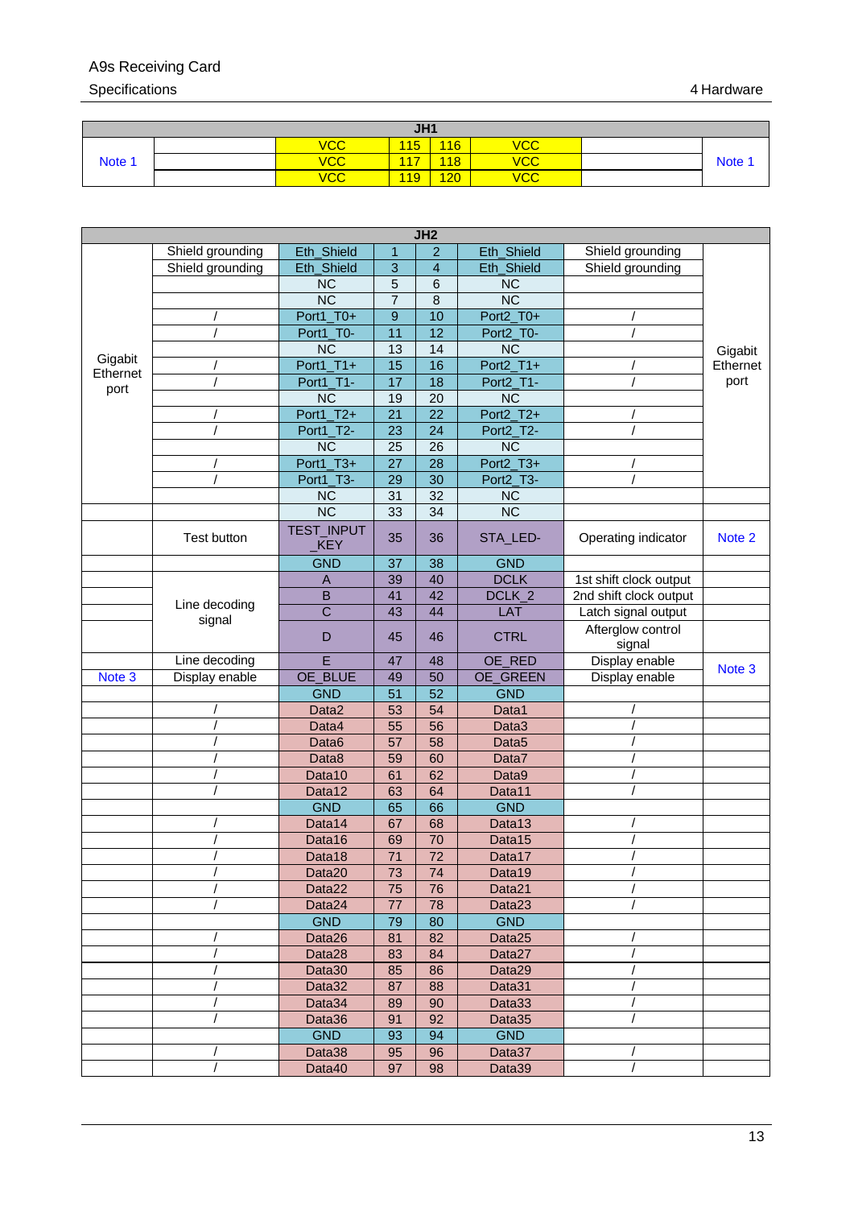| JH1 | | | | | | | |
|---|---|---|---|---|---|---|---|
| Note 1 | | VCC | 115 | 116 | VCC | | Note 1 |
| | | VCC | 117 | 118 | VCC | | |
| | | VCC | 119 | 120 | VCC | | |

| JH2 | | | | | | | |
|---|---|---|---|---|---|---|---|
| Gigabit Ethernet port | Shield grounding | Eth_Shield | 1 | 2 | Eth_Shield | Shield grounding | Gigabit Ethernet port |
| | Shield grounding | Eth_Shield | 3 | 4 | Eth_Shield | Shield grounding | |
| | | NC | 5 | 6 | NC | | |
| | | NC | 7 | 8 | NC | | |
| | / | Port1_T0+ | 9 | 10 | Port2_T0+ | / | |
| | / | Port1_T0- | 11 | 12 | Port2_T0- | / | |
| | | NC | 13 | 14 | NC | | |
| | / | Port1_T1+ | 15 | 16 | Port2_T1+ | / | |
| | / | Port1_T1- | 17 | 18 | Port2_T1- | / | |
| | | NC | 19 | 20 | NC | | |
| | / | Port1_T2+ | 21 | 22 | Port2_T2+ | / | |
| | / | Port1_T2- | 23 | 24 | Port2_T2- | / | |
| | | NC | 25 | 26 | NC | | |
| | / | Port1_T3+ | 27 | 28 | Port2_T3+ | / | |
| | / | Port1_T3- | 29 | 30 | Port2_T3- | / | |
| | | NC | 31 | 32 | NC | | |
| | | NC | 33 | 34 | NC | | |
| | Test button | TEST_INPUT_KEY | 35 | 36 | STA_LED- | Operating indicator | Note 2 |
| | | GND | 37 | 38 | GND | | |
| | Line decoding signal | A | 39 | 40 | DCLK | 1st shift clock output | |
| | | B | 41 | 42 | DCLK_2 | 2nd shift clock output | |
| | | C | 43 | 44 | LAT | Latch signal output | |
| | | D | 45 | 46 | CTRL | Afterglow control signal | |
| | Line decoding | E | 47 | 48 | OE_RED | Display enable | Note 3 |
| Note 3 | Display enable | OE_BLUE | 49 | 50 | OE_GREEN | Display enable | |
| | | GND | 51 | 52 | GND | | |
| | / | Data2 | 53 | 54 | Data1 | / | |
| | / | Data4 | 55 | 56 | Data3 | / | |
| | / | Data6 | 57 | 58 | Data5 | / | |
| | / | Data8 | 59 | 60 | Data7 | / | |
| | / | Data10 | 61 | 62 | Data9 | / | |
| | / | Data12 | 63 | 64 | Data11 | / | |
| | | GND | 65 | 66 | GND | | |
| | / | Data14 | 67 | 68 | Data13 | / | |
| | / | Data16 | 69 | 70 | Data15 | / | |
| | / | Data18 | 71 | 72 | Data17 | / | |
| | / | Data20 | 73 | 74 | Data19 | / | |
| | / | Data22 | 75 | 76 | Data21 | / | |
| | / | Data24 | 77 | 78 | Data23 | / | |
| | | GND | 79 | 80 | GND | | |
| | / | Data26 | 81 | 82 | Data25 | / | |
| | / | Data28 | 83 | 84 | Data27 | / | |
| | / | Data30 | 85 | 86 | Data29 | / | |
| | / | Data32 | 87 | 88 | Data31 | / | |
| | / | Data34 | 89 | 90 | Data33 | / | |
| | / | Data36 | 91 | 92 | Data35 | / | |
| | | GND | 93 | 94 | GND | | |
| | / | Data38 | 95 | 96 | Data37 | / | |
| | / | Data40 | 97 | 98 | Data39 | / | |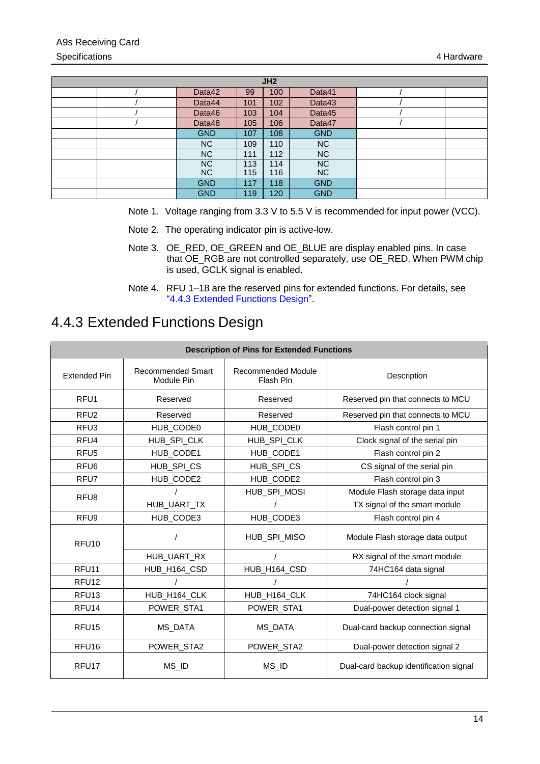| JH2 | | | | | | | |
|---|---|---|---|---|---|---|---|
| | / | Data42 | 99 | 100 | Data41 | / | |
| | / | Data44 | 101 | 102 | Data43 | / | |
| | / | Data46 | 103 | 104 | Data45 | / | |
| | / | Data48 | 105 | 106 | Data47 | / | |
| | | GND | 107 | 108 | GND | | |
| | | NC | 109 | 110 | NC | | |
| | | NC | 111 | 112 | NC | | |
| | | NC<br>NC | 113<br>115 | 114<br>116 | NC<br>NC | | |
| | | GND | 117 | 118 | GND | | |
| | | GND | 119 | 120 | GND | | |

Note 1. Voltage ranging from 3.3 V to 5.5 V is recommended for input power (VCC).

Note 2. The operating indicator pin is active-low.

Note 3. OE_RED, OE_GREEN and OE_BLUE are display enabled pins. In case that OE_RGB are not controlled separately, use OE_RED. When PWM chip is used, GCLK signal is enabled.

Note 4. RFU 1–18 are the reserved pins for extended functions. For details, see "4.4.3 Extended Functions Design".

## 4.4.3 Extended Functions Design

| Description of Pins for Extended Functions | | | |
|---|---|---|---|
| Extended Pin | Recommended Smart Module Pin | Recommended Module Flash Pin | Description |
| RFU1 | Reserved | Reserved | Reserved pin that connects to MCU |
| RFU2 | Reserved | Reserved | Reserved pin that connects to MCU |
| RFU3 | HUB_CODE0 | HUB_CODE0 | Flash control pin 1 |
| RFU4 | HUB_SPI_CLK | HUB_SPI_CLK | Clock signal of the serial pin |
| RFU5 | HUB_CODE1 | HUB_CODE1 | Flash control pin 2 |
| RFU6 | HUB_SPI_CS | HUB_SPI_CS | CS signal of the serial pin |
| RFU7 | HUB_CODE2 | HUB_CODE2 | Flash control pin 3 |
| RFU8 | / | HUB_SPI_MOSI | Module Flash storage data input |
| | HUB_UART_TX | / | TX signal of the smart module |
| RFU9 | HUB_CODE3 | HUB_CODE3 | Flash control pin 4 |
| RFU10 | / | HUB_SPI_MISO | Module Flash storage data output |
| | HUB_UART_RX | / | RX signal of the smart module |
| RFU11 | HUB_H164_CSD | HUB_H164_CSD | 74HC164 data signal |
| RFU12 | / | / | / |
| RFU13 | HUB_H164_CLK | HUB_H164_CLK | 74HC164 clock signal |
| RFU14 | POWER_STA1 | POWER_STA1 | Dual-power detection signal 1 |
| RFU15 | MS_DATA | MS_DATA | Dual-card backup connection signal |
| RFU16 | POWER_STA2 | POWER_STA2 | Dual-power detection signal 2 |
| RFU17 | MS_ID | MS_ID | Dual-card backup identification signal |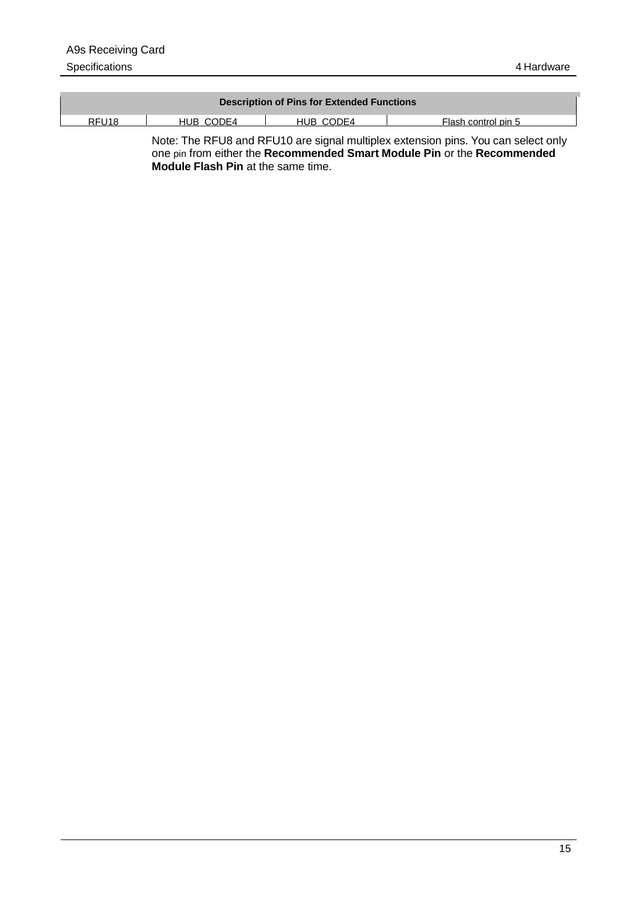| Description of Pins for Extended Functions | | | |
|---|---|---|---|
| RFU18 | HUB_CODE4 | HUB_CODE4 | Flash control pin 5 |

Note: The RFU8 and RFU10 are signal multiplex extension pins. You can select only one pin from either the **Recommended Smart Module Pin** or the **Recommended Module Flash Pin** at the same time.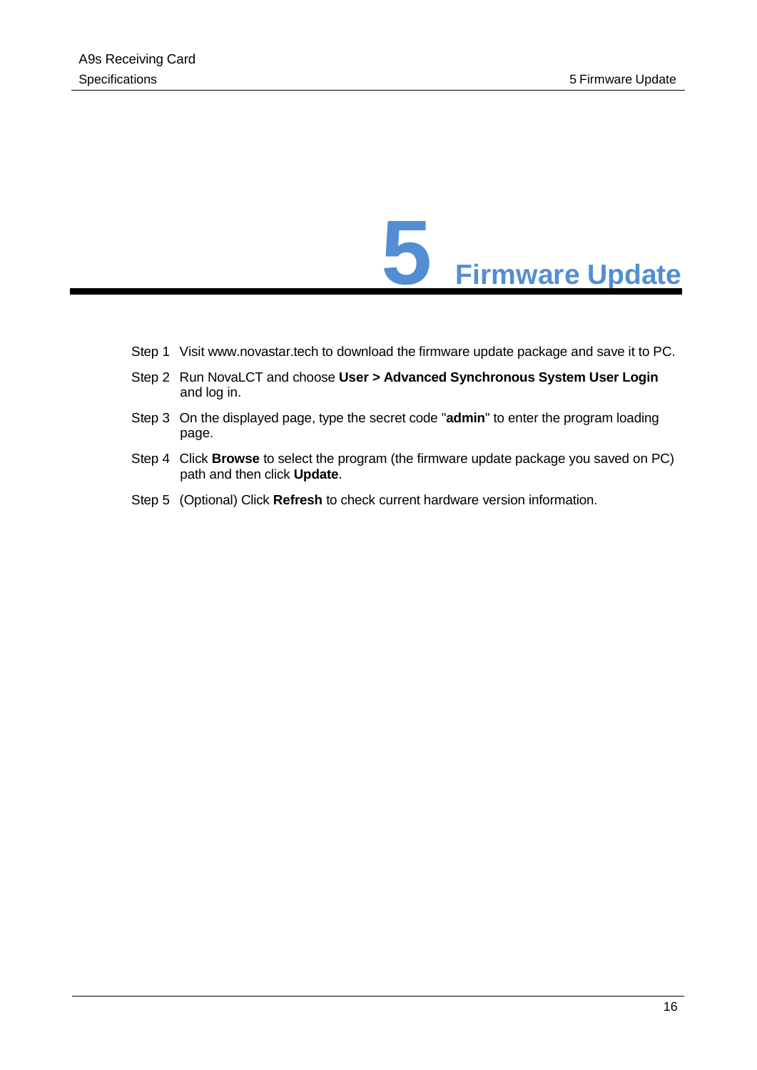# 5 Firmware Update

Step 1 Visit www.novastar.tech to download the firmware update package and save it to PC.

Step 2 Run NovaLCT and choose **User > Advanced Synchronous System User Login** and log in.

Step 3 On the displayed page, type the secret code "**admin**" to enter the program loading page.

Step 4 Click **Browse** to select the program (the firmware update package you saved on PC) path and then click **Update**.

Step 5 (Optional) Click **Refresh** to check current hardware version information.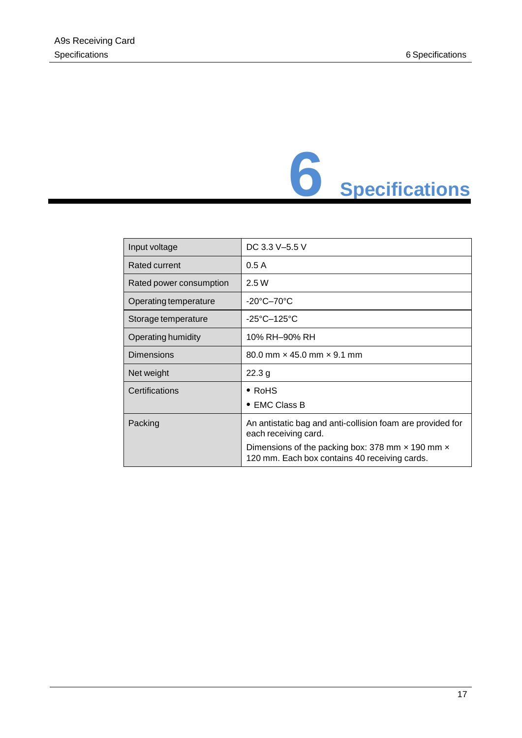# 6 Specifications

| | |
|---|---|
| Input voltage | DC 3.3 V–5.5 V |
| Rated current | 0.5 A |
| Rated power consumption | 2.5 W |
| Operating temperature | -20°C–70°C |
| Storage temperature | -25°C–125°C |
| Operating humidity | 10% RH–90% RH |
| Dimensions | 80.0 mm × 45.0 mm × 9.1 mm |
| Net weight | 22.3 g |
| Certifications | • RoHS<br>• EMC Class B |
| Packing | An antistatic bag and anti-collision foam are provided for each receiving card.<br>Dimensions of the packing box: 378 mm × 190 mm × 120 mm. Each box contains 40 receiving cards. |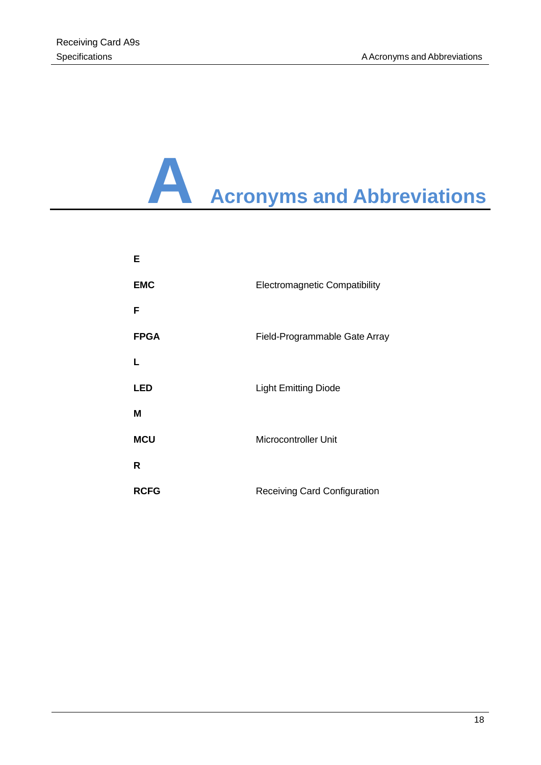# A Acronyms and Abbreviations

**E**

| | |
|---|---|
| **EMC** | Electromagnetic Compatibility |

**F**

| | |
|---|---|
| **FPGA** | Field-Programmable Gate Array |

**L**

| | |
|---|---|
| **LED** | Light Emitting Diode |

**M**

| | |
|---|---|
| **MCU** | Microcontroller Unit |

**R**

| | |
|---|---|
| **RCFG** | Receiving Card Configuration |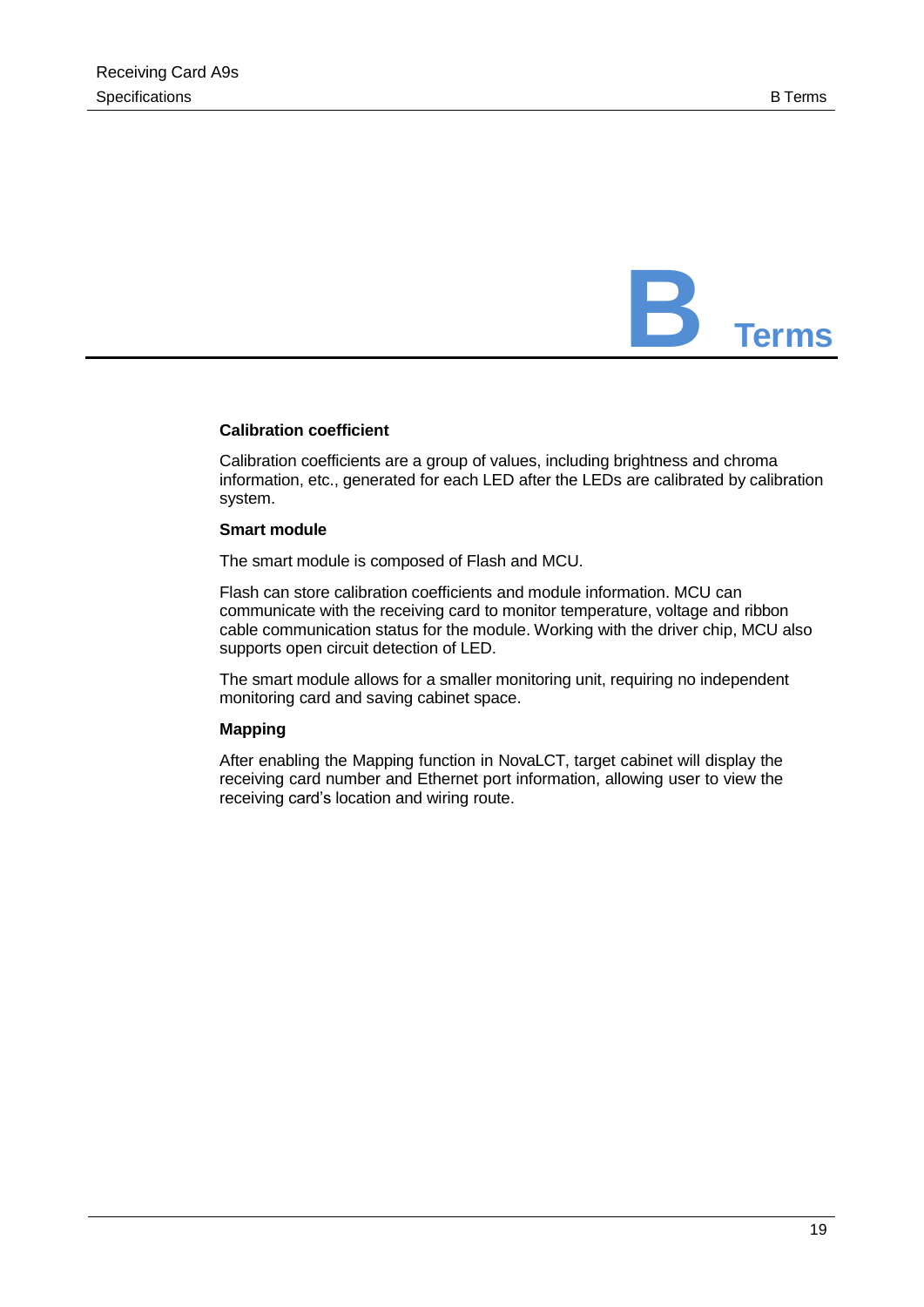# B Terms

**Calibration coefficient**

Calibration coefficients are a group of values, including brightness and chroma information, etc., generated for each LED after the LEDs are calibrated by calibration system.

**Smart module**

The smart module is composed of Flash and MCU.

Flash can store calibration coefficients and module information. MCU can communicate with the receiving card to monitor temperature, voltage and ribbon cable communication status for the module. Working with the driver chip, MCU also supports open circuit detection of LED.

The smart module allows for a smaller monitoring unit, requiring no independent monitoring card and saving cabinet space.

**Mapping**

After enabling the Mapping function in NovaLCT, target cabinet will display the receiving card number and Ethernet port information, allowing user to view the receiving card's location and wiring route.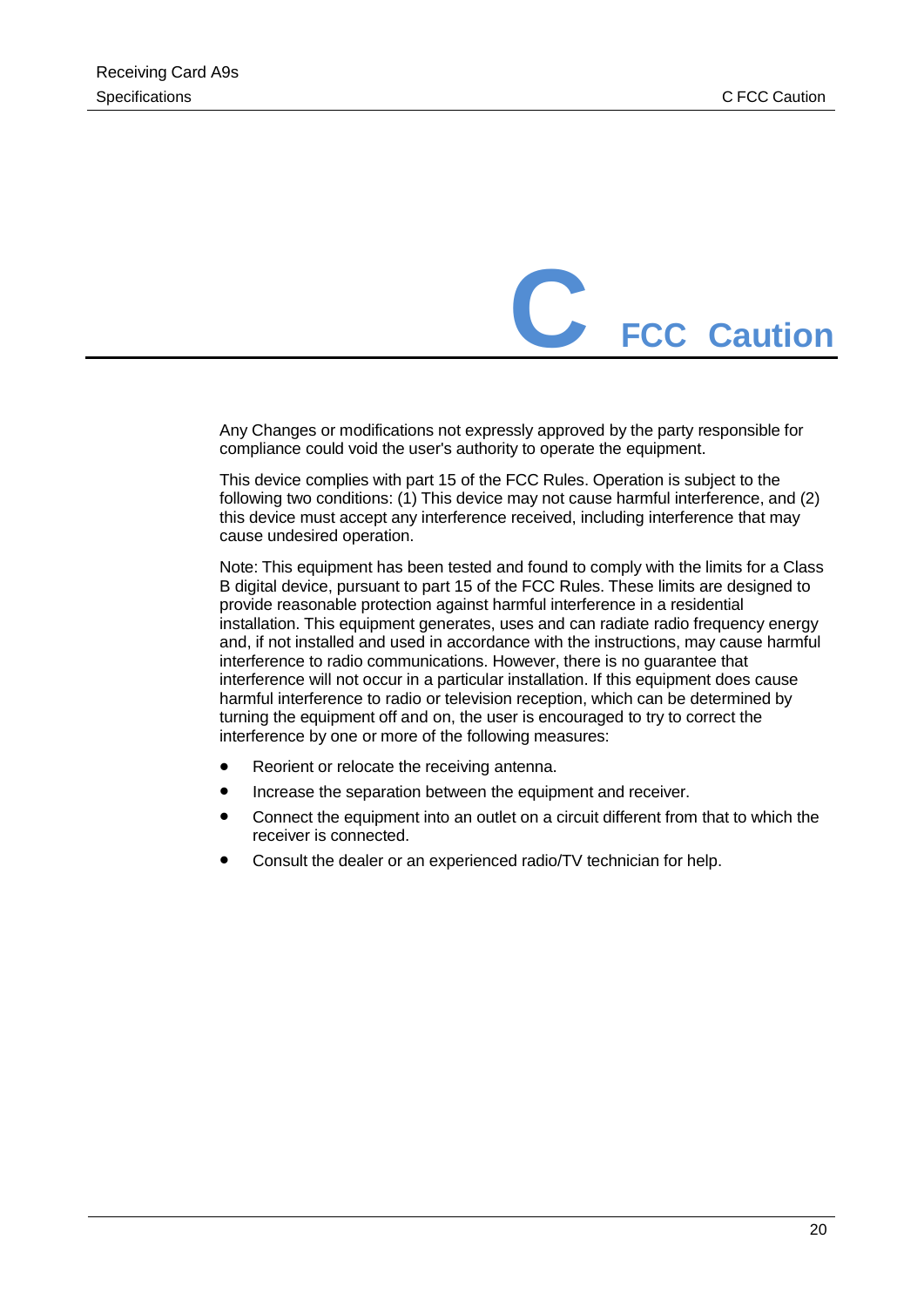# C FCC Caution

Any Changes or modifications not expressly approved by the party responsible for compliance could void the user's authority to operate the equipment.

This device complies with part 15 of the FCC Rules. Operation is subject to the following two conditions: (1) This device may not cause harmful interference, and (2) this device must accept any interference received, including interference that may cause undesired operation.

Note: This equipment has been tested and found to comply with the limits for a Class B digital device, pursuant to part 15 of the FCC Rules. These limits are designed to provide reasonable protection against harmful interference in a residential installation. This equipment generates, uses and can radiate radio frequency energy and, if not installed and used in accordance with the instructions, may cause harmful interference to radio communications. However, there is no guarantee that interference will not occur in a particular installation. If this equipment does cause harmful interference to radio or television reception, which can be determined by turning the equipment off and on, the user is encouraged to try to correct the interference by one or more of the following measures:

- Reorient or relocate the receiving antenna.
- Increase the separation between the equipment and receiver.
- Connect the equipment into an outlet on a circuit different from that to which the receiver is connected.
- Consult the dealer or an experienced radio/TV technician for help.